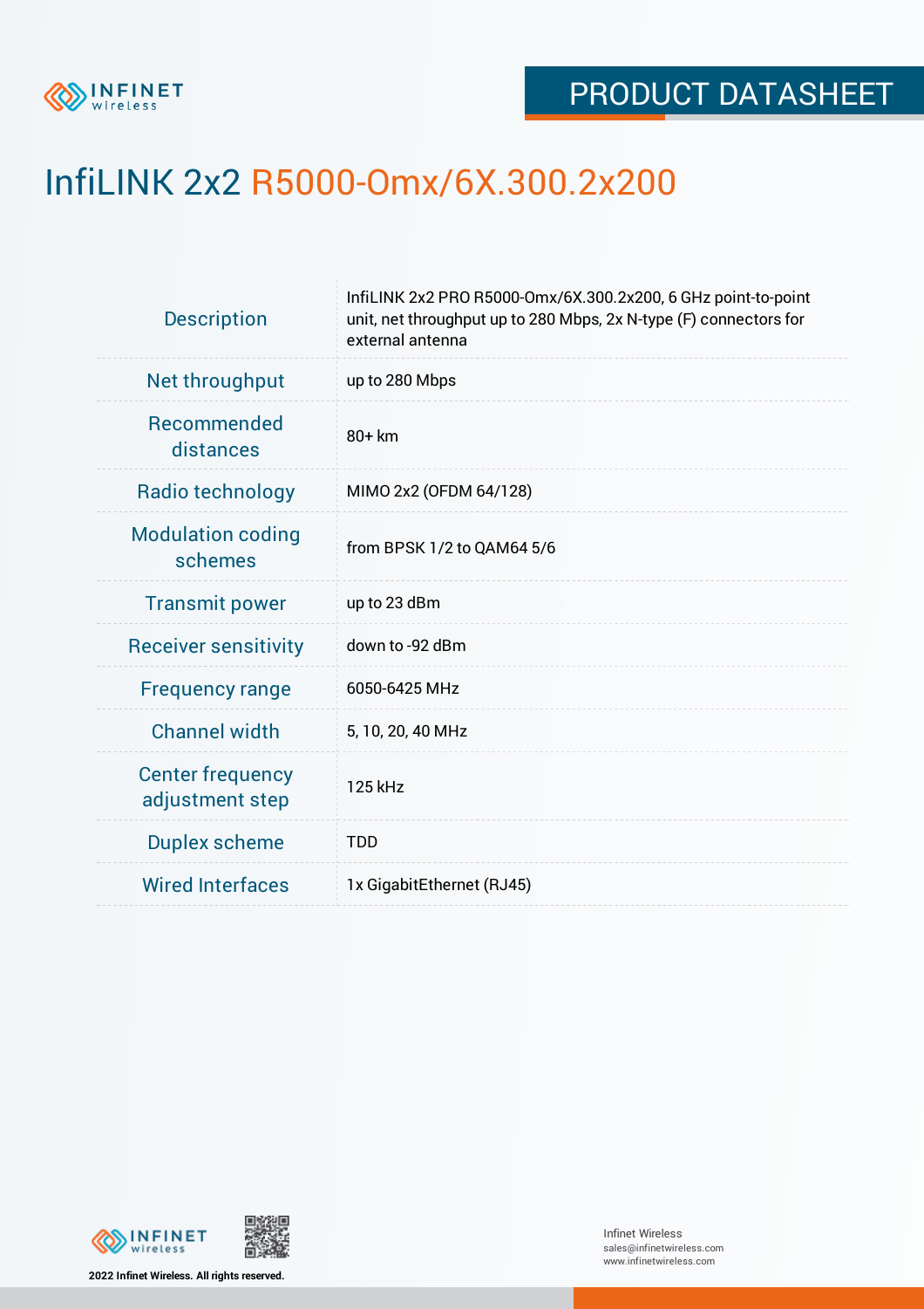# InfiLINK 2x2 R5000-Omx/6X.300.2x200

| | |
|---|---|
| Description | InfiLINK 2x2 PRO R5000-Omx/6X.300.2x200, 6 GHz point-to-point unit, net throughput up to 280 Mbps, 2x N-type (F) connectors for external antenna |
| Net throughput | up to 280 Mbps |
| Recommended distances | 80+ km |
| Radio technology | MIMO 2x2 (OFDM 64/128) |
| Modulation coding schemes | from BPSK 1/2 to QAM64 5/6 |
| Transmit power | up to 23 dBm |
| Receiver sensitivity | down to -92 dBm |
| Frequency range | 6050-6425 MHz |
| Channel width | 5, 10, 20, 40 MHz |
| Center frequency adjustment step | 125 kHz |
| Duplex scheme | TDD |
| Wired Interfaces | 1x GigabitEthernet (RJ45) |

2022 Infinet Wireless. All rights reserved.

Infinet Wireless
sales@infinetwireless.com
www.infinetwireless.com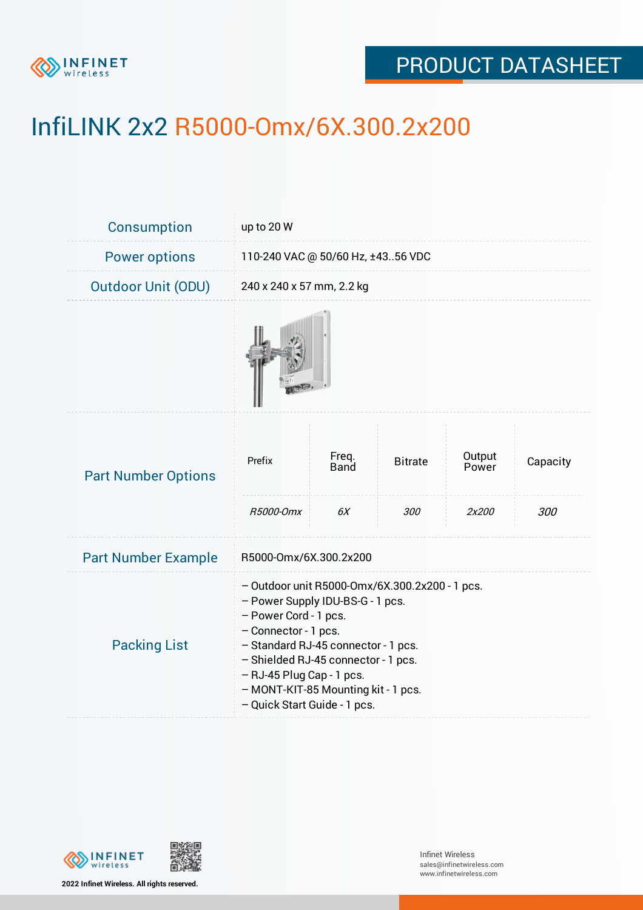# InfiLINK 2x2 R5000-Omx/6X.300.2x200

| | |
|---|---|
| Consumption | up to 20 W |
| Power options | 110-240 VAC @ 50/60 Hz, ±43..56 VDC |
| Outdoor Unit (ODU) | 240 x 240 x 57 mm, 2.2 kg |

**Part Number Options**

| Prefix | Freq. Band | Bitrate | Output Power | Capacity |
|---|---|---|---|---|
| *R5000-Omx* | *6X* | *300* | *2x200* | *300* |

**Part Number Example**

R5000-Omx/6X.300.2x200

**Packing List**

– Outdoor unit R5000-Omx/6X.300.2x200 - 1 pcs.
– Power Supply IDU-BS-G - 1 pcs.
– Power Cord - 1 pcs.
– Connector - 1 pcs.
– Standard RJ-45 connector - 1 pcs.
– Shielded RJ-45 connector - 1 pcs.
– RJ-45 Plug Cap - 1 pcs.
– MONT-KIT-85 Mounting kit - 1 pcs.
– Quick Start Guide - 1 pcs.

2022 Infinet Wireless. All rights reserved.

Infinet Wireless
sales@infinetwireless.com
www.infinetwireless.com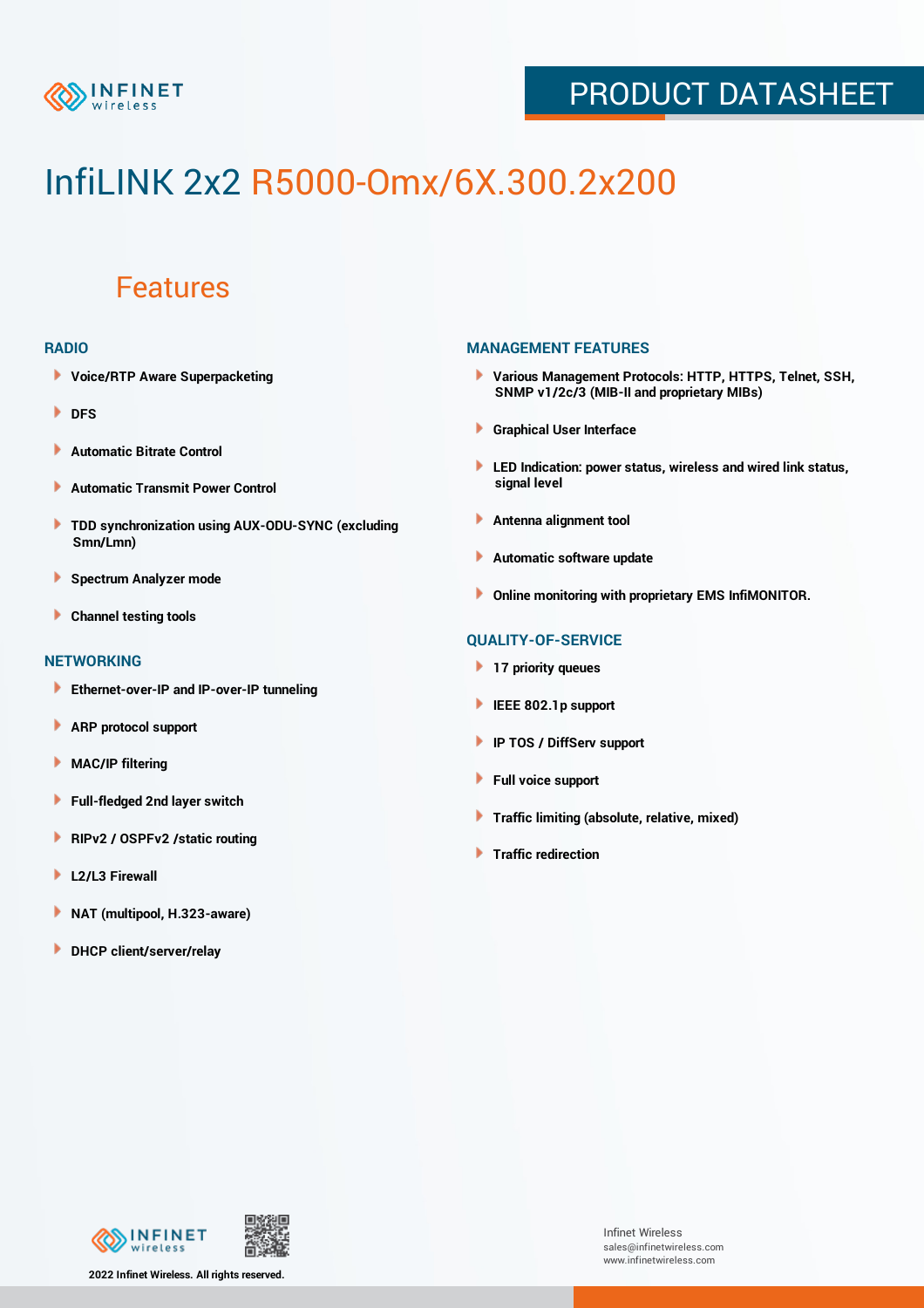# InfiLINK 2x2 R5000-Omx/6X.300.2x200

## Features

### RADIO

- Voice/RTP Aware Superpacketing
- DFS
- Automatic Bitrate Control
- Automatic Transmit Power Control
- TDD synchronization using AUX-ODU-SYNC (excluding Smn/Lmn)
- Spectrum Analyzer mode
- Channel testing tools

### NETWORKING

- Ethernet-over-IP and IP-over-IP tunneling
- ARP protocol support
- MAC/IP filtering
- Full-fledged 2nd layer switch
- RIPv2 / OSPFv2 /static routing
- L2/L3 Firewall
- NAT (multipool, H.323-aware)
- DHCP client/server/relay

### MANAGEMENT FEATURES

- Various Management Protocols: HTTP, HTTPS, Telnet, SSH, SNMP v1/2c/3 (MIB-II and proprietary MIBs)
- Graphical User Interface
- LED Indication: power status, wireless and wired link status, signal level
- Antenna alignment tool
- Automatic software update
- Online monitoring with proprietary EMS InfiMONITOR.

### QUALITY-OF-SERVICE

- 17 priority queues
- IEEE 802.1p support
- IP TOS / DiffServ support
- Full voice support
- Traffic limiting (absolute, relative, mixed)
- Traffic redirection

2022 Infinet Wireless. All rights reserved.

Infinet Wireless
sales@infinetwireless.com
www.infinetwireless.com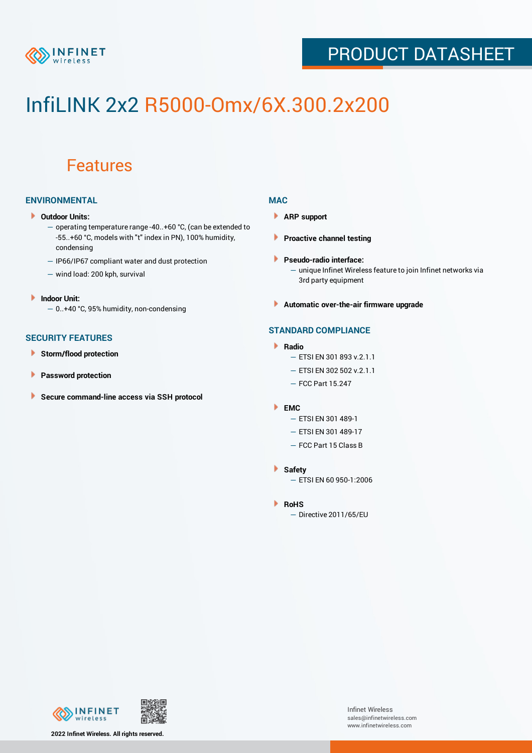# InfiLINK 2x2 R5000-Omx/6X.300.2x200

## Features

### ENVIRONMENTAL

- **Outdoor Units:**
  - operating temperature range -40..+60 °C, (can be extended to -55..+60 °C, models with "t" index in PN), 100% humidity, condensing
  - IP66/IP67 compliant water and dust protection
  - wind load: 200 kph, survival
- **Indoor Unit:**
  - 0..+40 °C, 95% humidity, non-condensing

### SECURITY FEATURES

- **Storm/flood protection**
- **Password protection**
- **Secure command-line access via SSH protocol**

### MAC

- **ARP support**
- **Proactive channel testing**
- **Pseudo-radio interface:**
  - unique Infinet Wireless feature to join Infinet networks via 3rd party equipment
- **Automatic over-the-air firmware upgrade**

### STANDARD COMPLIANCE

- **Radio**
  - ETSI EN 301 893 v.2.1.1
  - ETSI EN 302 502 v.2.1.1
  - FCC Part 15.247
- **EMC**
  - ETSI EN 301 489-1
  - ETSI EN 301 489-17
  - FCC Part 15 Class B
- **Safety**
  - ETSI EN 60 950-1:2006
- **RoHS**
  - Directive 2011/65/EU

2022 Infinet Wireless. All rights reserved.

Infinet Wireless
sales@infinetwireless.com
www.infinetwireless.com